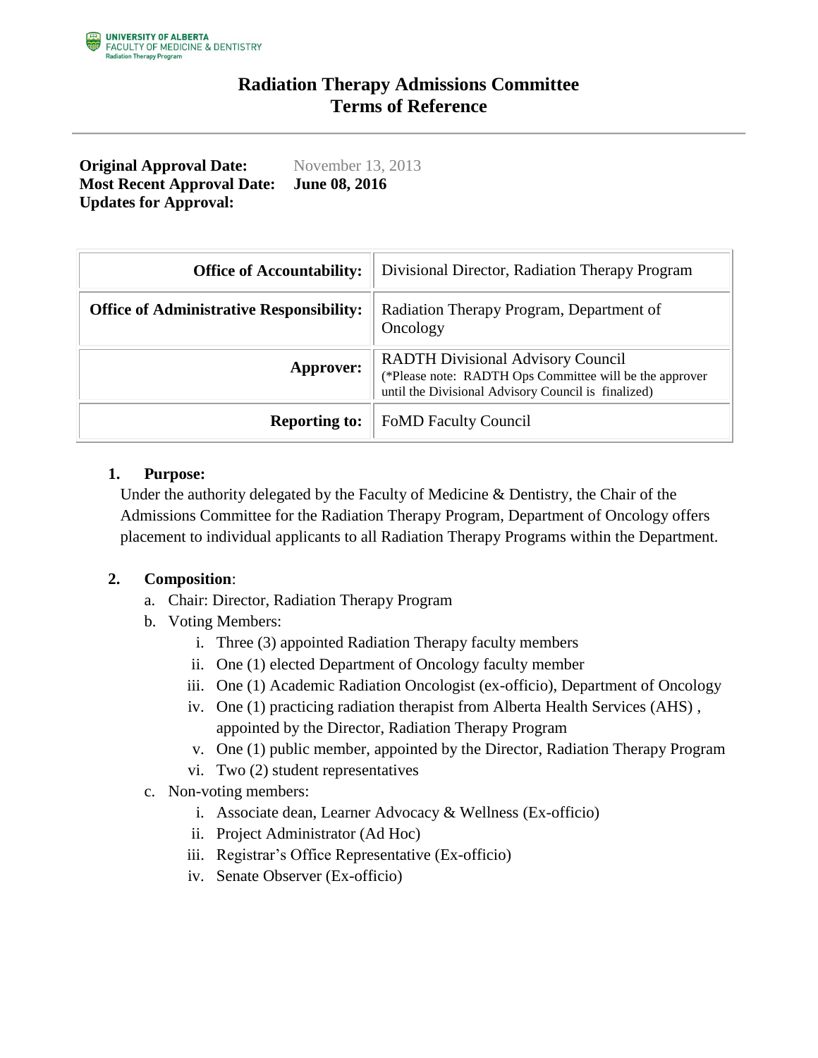UNIVERSITY OF ALBERTA
FACULTY OF MEDICINE & DENTISTRY
Radiation Therapy Program

# Radiation Therapy Admissions Committee
# Terms of Reference

**Original Approval Date:** November 13, 2013
**Most Recent Approval Date:** **June 08, 2016**
**Updates for Approval:**

| | |
|---|---|
| **Office of Accountability:** | Divisional Director, Radiation Therapy Program |
| **Office of Administrative Responsibility:** | Radiation Therapy Program, Department of Oncology |
| **Approver:** | RADTH Divisional Advisory Council (*Please note: RADTH Ops Committee will be the approver until the Divisional Advisory Council is finalized) |
| **Reporting to:** | FoMD Faculty Council |

1. **Purpose:**

   Under the authority delegated by the Faculty of Medicine & Dentistry, the Chair of the Admissions Committee for the Radiation Therapy Program, Department of Oncology offers placement to individual applicants to all Radiation Therapy Programs within the Department.

2. **Composition**:
   a. Chair: Director, Radiation Therapy Program
   b. Voting Members:
      i. Three (3) appointed Radiation Therapy faculty members
      ii. One (1) elected Department of Oncology faculty member
      iii. One (1) Academic Radiation Oncologist (ex-officio), Department of Oncology
      iv. One (1) practicing radiation therapist from Alberta Health Services (AHS) , appointed by the Director, Radiation Therapy Program
      v. One (1) public member, appointed by the Director, Radiation Therapy Program
      vi. Two (2) student representatives
   c. Non-voting members:
      i. Associate dean, Learner Advocacy & Wellness (Ex-officio)
      ii. Project Administrator (Ad Hoc)
      iii. Registrar's Office Representative (Ex-officio)
      iv. Senate Observer (Ex-officio)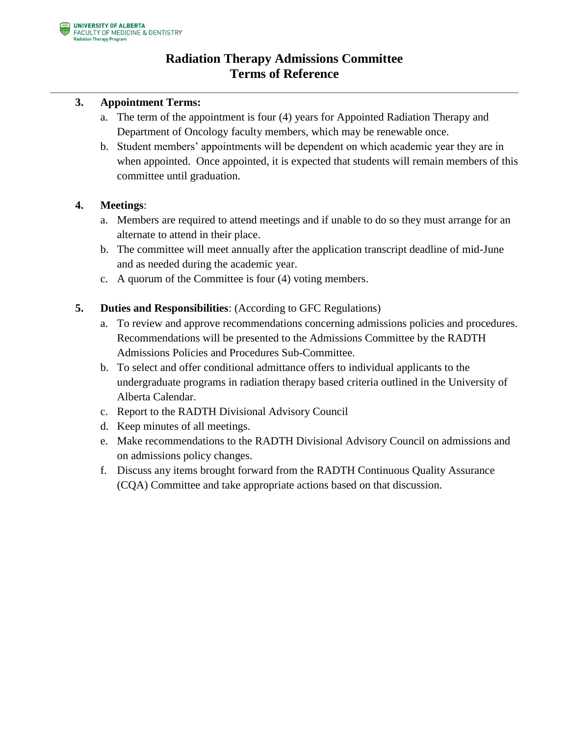3. **Appointment Terms:**
   a. The term of the appointment is four (4) years for Appointed Radiation Therapy and Department of Oncology faculty members, which may be renewable once.
   b. Student members' appointments will be dependent on which academic year they are in when appointed. Once appointed, it is expected that students will remain members of this committee until graduation.

4. **Meetings**:
   a. Members are required to attend meetings and if unable to do so they must arrange for an alternate to attend in their place.
   b. The committee will meet annually after the application transcript deadline of mid-June and as needed during the academic year.
   c. A quorum of the Committee is four (4) voting members.

5. **Duties and Responsibilities**: (According to GFC Regulations)
   a. To review and approve recommendations concerning admissions policies and procedures. Recommendations will be presented to the Admissions Committee by the RADTH Admissions Policies and Procedures Sub-Committee.
   b. To select and offer conditional admittance offers to individual applicants to the undergraduate programs in radiation therapy based criteria outlined in the University of Alberta Calendar.
   c. Report to the RADTH Divisional Advisory Council
   d. Keep minutes of all meetings.
   e. Make recommendations to the RADTH Divisional Advisory Council on admissions and on admissions policy changes.
   f. Discuss any items brought forward from the RADTH Continuous Quality Assurance (CQA) Committee and take appropriate actions based on that discussion.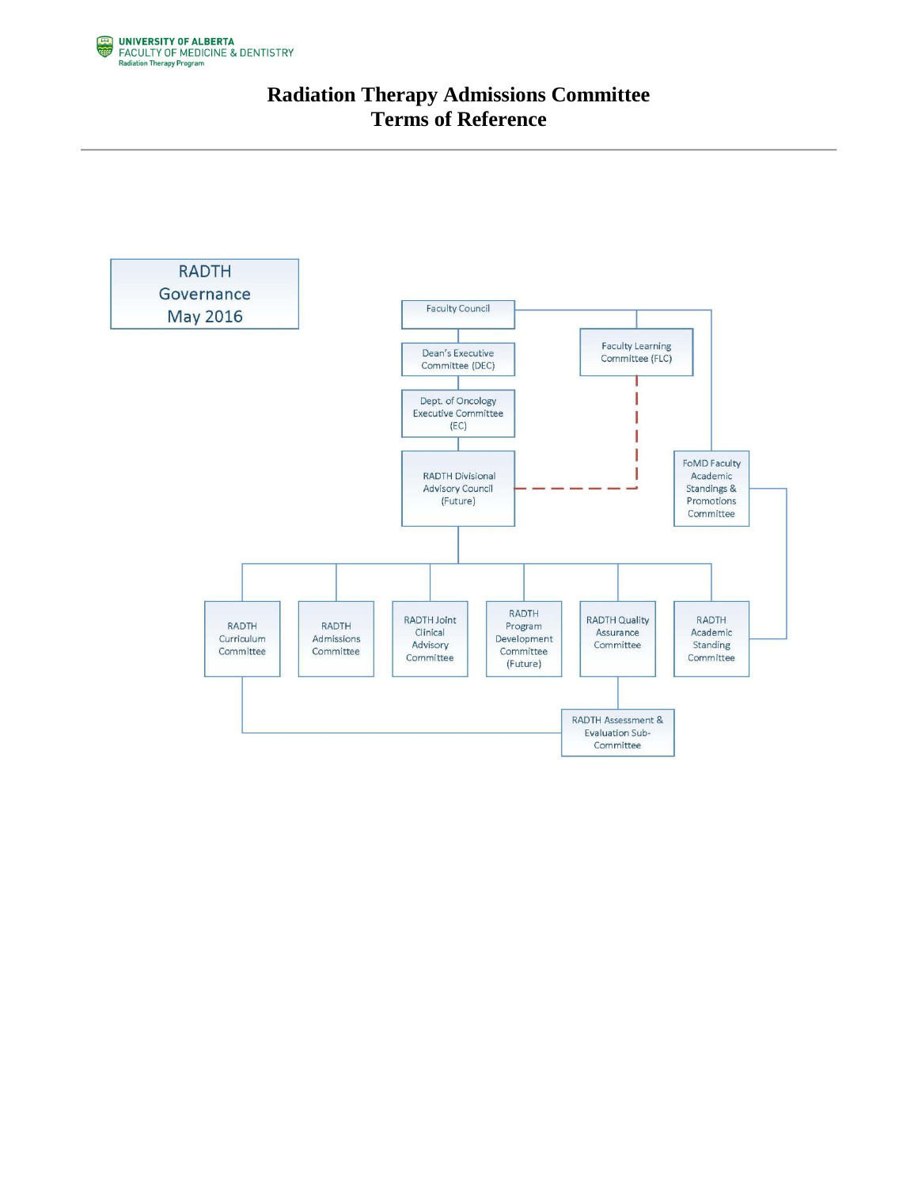# Radiation Therapy Admissions Committee
# Terms of Reference

RADTH Governance May 2016

Faculty Council

Dean's Executive Committee (DEC)

Dept. of Oncology Executive Committee (EC)

RADTH Divisional Advisory Council (Future)

Faculty Learning Committee (FLC)

FoMD Faculty Academic Standings & Promotions Committee

RADTH Curriculum Committee

RADTH Admissions Committee

RADTH Joint Clinical Advisory Committee

RADTH Program Development Committee (Future)

RADTH Quality Assurance Committee

RADTH Academic Standing Committee

RADTH Assessment & Evaluation Sub-Committee